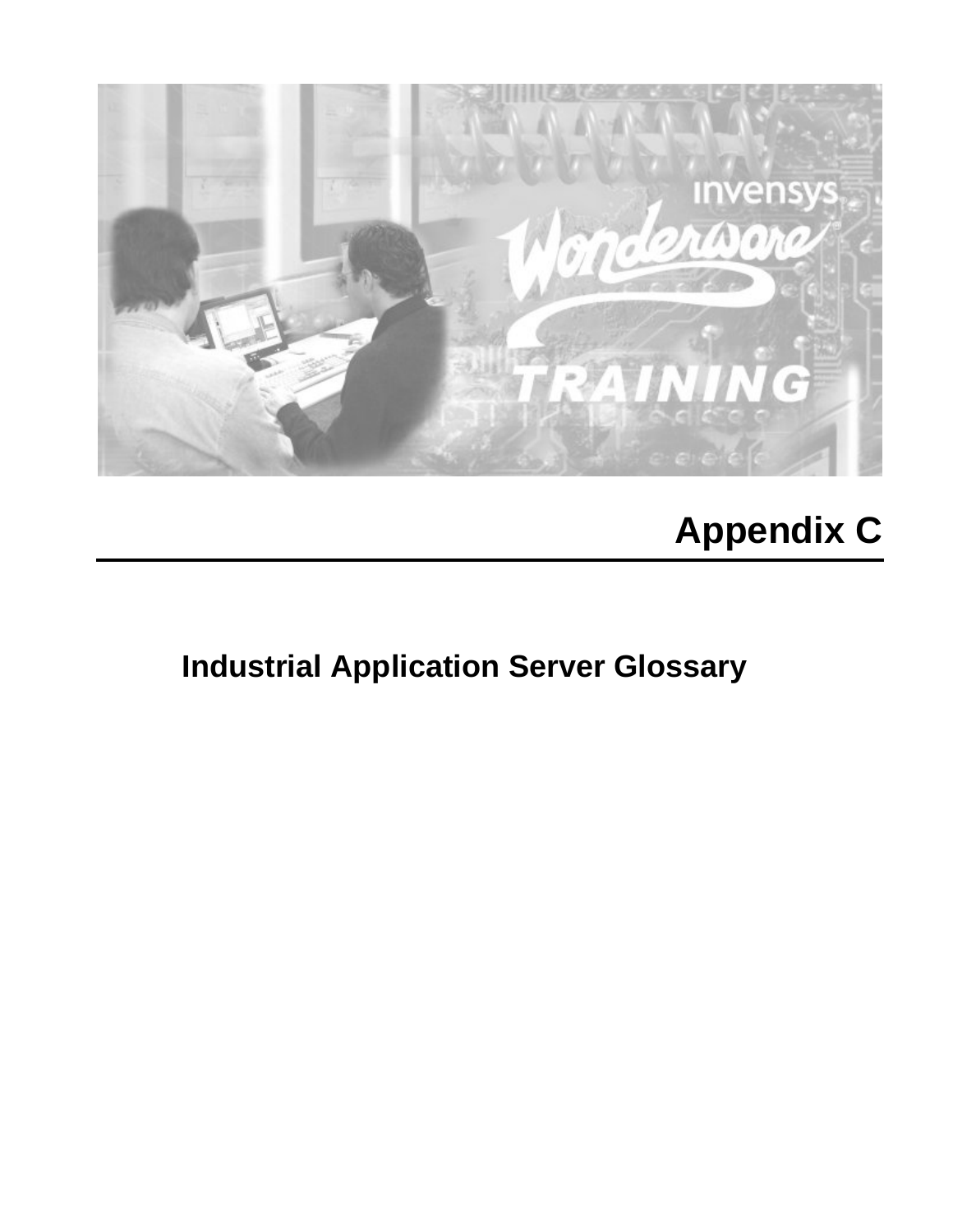# Appendix C

## Industrial Application Server Glossary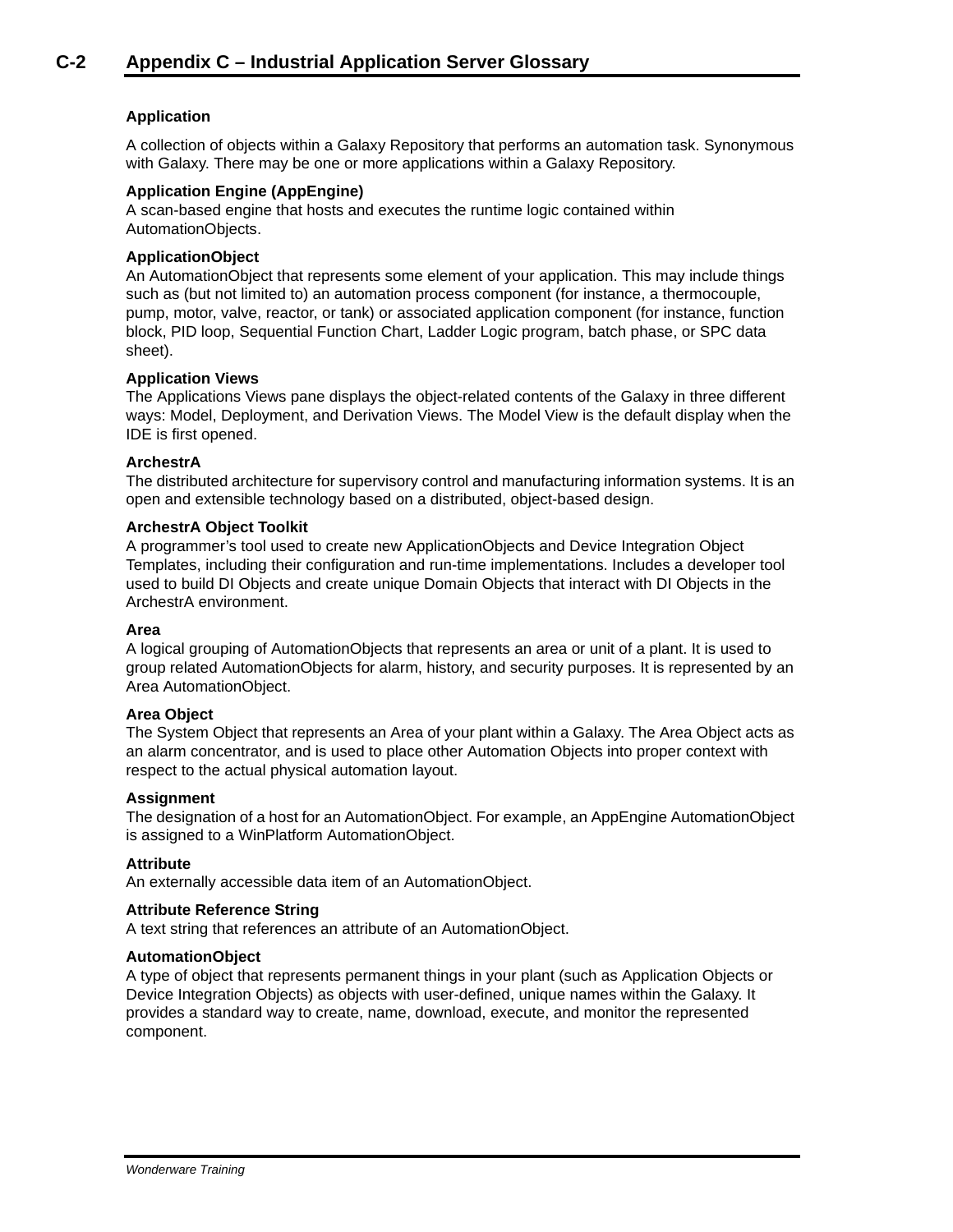**Application**

A collection of objects within a Galaxy Repository that performs an automation task. Synonymous with Galaxy. There may be one or more applications within a Galaxy Repository.

**Application Engine (AppEngine)**
A scan-based engine that hosts and executes the runtime logic contained within AutomationObjects.

**ApplicationObject**
An AutomationObject that represents some element of your application. This may include things such as (but not limited to) an automation process component (for instance, a thermocouple, pump, motor, valve, reactor, or tank) or associated application component (for instance, function block, PID loop, Sequential Function Chart, Ladder Logic program, batch phase, or SPC data sheet).

**Application Views**
The Applications Views pane displays the object-related contents of the Galaxy in three different ways: Model, Deployment, and Derivation Views. The Model View is the default display when the IDE is first opened.

**ArchestrA**
The distributed architecture for supervisory control and manufacturing information systems. It is an open and extensible technology based on a distributed, object-based design.

**ArchestrA Object Toolkit**
A programmer's tool used to create new ApplicationObjects and Device Integration Object Templates, including their configuration and run-time implementations. Includes a developer tool used to build DI Objects and create unique Domain Objects that interact with DI Objects in the ArchestrA environment.

**Area**
A logical grouping of AutomationObjects that represents an area or unit of a plant. It is used to group related AutomationObjects for alarm, history, and security purposes. It is represented by an Area AutomationObject.

**Area Object**
The System Object that represents an Area of your plant within a Galaxy. The Area Object acts as an alarm concentrator, and is used to place other Automation Objects into proper context with respect to the actual physical automation layout.

**Assignment**
The designation of a host for an AutomationObject. For example, an AppEngine AutomationObject is assigned to a WinPlatform AutomationObject.

**Attribute**
An externally accessible data item of an AutomationObject.

**Attribute Reference String**
A text string that references an attribute of an AutomationObject.

**AutomationObject**
A type of object that represents permanent things in your plant (such as Application Objects or Device Integration Objects) as objects with user-defined, unique names within the Galaxy. It provides a standard way to create, name, download, execute, and monitor the represented component.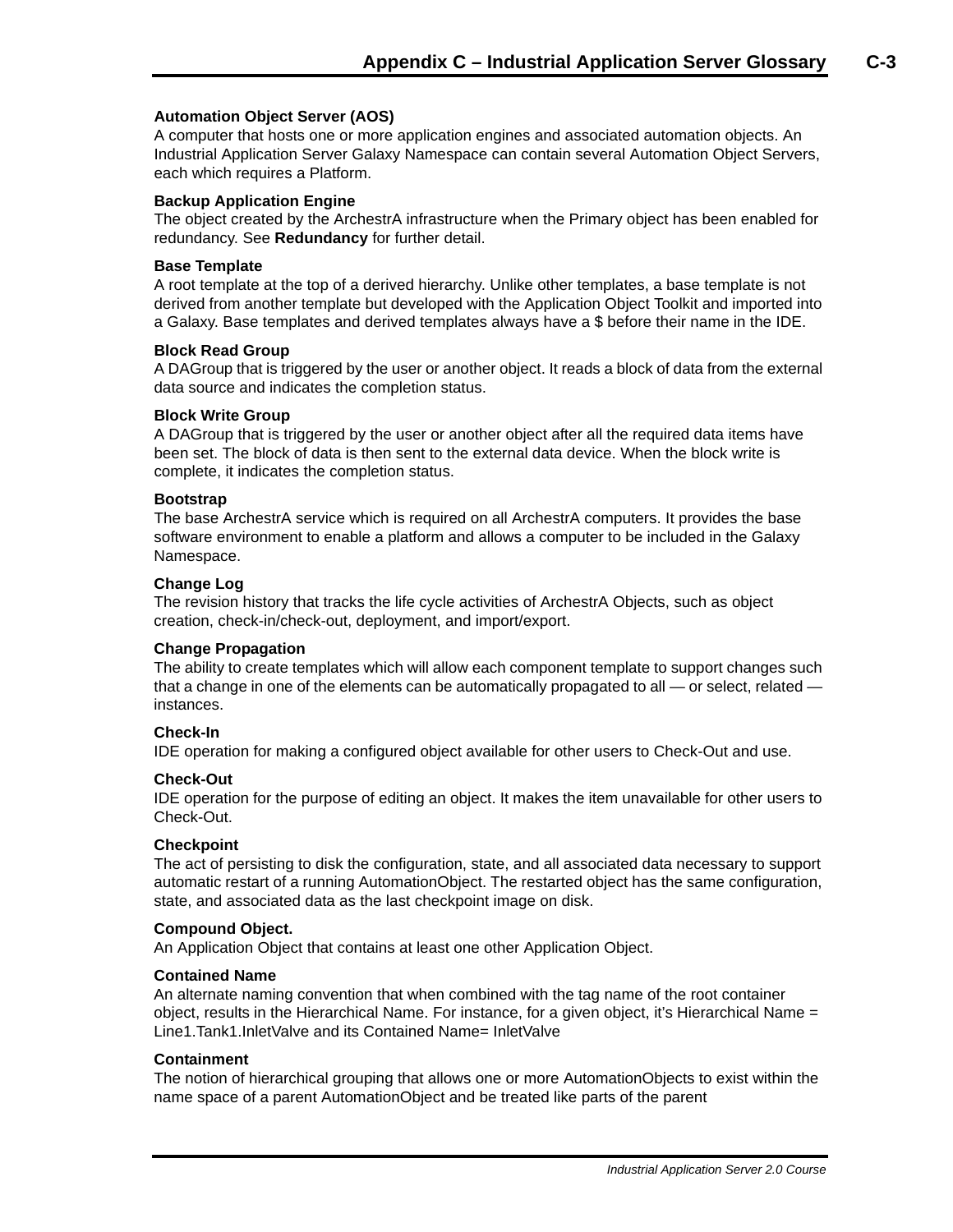**Automation Object Server (AOS)**
A computer that hosts one or more application engines and associated automation objects. An Industrial Application Server Galaxy Namespace can contain several Automation Object Servers, each which requires a Platform.

**Backup Application Engine**
The object created by the ArchestrA infrastructure when the Primary object has been enabled for redundancy. See **Redundancy** for further detail.

**Base Template**
A root template at the top of a derived hierarchy. Unlike other templates, a base template is not derived from another template but developed with the Application Object Toolkit and imported into a Galaxy. Base templates and derived templates always have a $ before their name in the IDE.

**Block Read Group**
A DAGroup that is triggered by the user or another object. It reads a block of data from the external data source and indicates the completion status.

**Block Write Group**
A DAGroup that is triggered by the user or another object after all the required data items have been set. The block of data is then sent to the external data device. When the block write is complete, it indicates the completion status.

**Bootstrap**
The base ArchestrA service which is required on all ArchestrA computers. It provides the base software environment to enable a platform and allows a computer to be included in the Galaxy Namespace.

**Change Log**
The revision history that tracks the life cycle activities of ArchestrA Objects, such as object creation, check-in/check-out, deployment, and import/export.

**Change Propagation**
The ability to create templates which will allow each component template to support changes such that a change in one of the elements can be automatically propagated to all — or select, related — instances.

**Check-In**
IDE operation for making a configured object available for other users to Check-Out and use.

**Check-Out**
IDE operation for the purpose of editing an object. It makes the item unavailable for other users to Check-Out.

**Checkpoint**
The act of persisting to disk the configuration, state, and all associated data necessary to support automatic restart of a running AutomationObject. The restarted object has the same configuration, state, and associated data as the last checkpoint image on disk.

**Compound Object.**
An Application Object that contains at least one other Application Object.

**Contained Name**
An alternate naming convention that when combined with the tag name of the root container object, results in the Hierarchical Name. For instance, for a given object, it's Hierarchical Name = Line1.Tank1.InletValve and its Contained Name= InletValve

**Containment**
The notion of hierarchical grouping that allows one or more AutomationObjects to exist within the name space of a parent AutomationObject and be treated like parts of the parent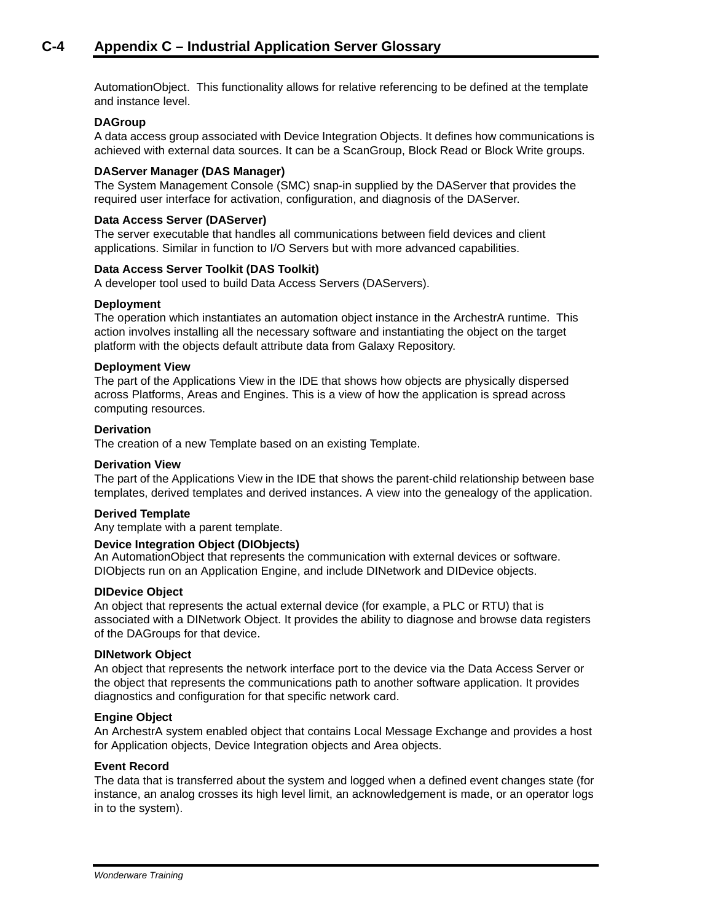AutomationObject.  This functionality allows for relative referencing to be defined at the template and instance level.

**DAGroup**
A data access group associated with Device Integration Objects. It defines how communications is achieved with external data sources. It can be a ScanGroup, Block Read or Block Write groups.

**DAServer Manager (DAS Manager)**
The System Management Console (SMC) snap-in supplied by the DAServer that provides the required user interface for activation, configuration, and diagnosis of the DAServer.

**Data Access Server (DAServer)**
The server executable that handles all communications between field devices and client applications. Similar in function to I/O Servers but with more advanced capabilities.

**Data Access Server Toolkit (DAS Toolkit)**
A developer tool used to build Data Access Servers (DAServers).

**Deployment**
The operation which instantiates an automation object instance in the ArchestrA runtime.  This action involves installing all the necessary software and instantiating the object on the target platform with the objects default attribute data from Galaxy Repository.

**Deployment View**
The part of the Applications View in the IDE that shows how objects are physically dispersed across Platforms, Areas and Engines. This is a view of how the application is spread across computing resources.

**Derivation**
The creation of a new Template based on an existing Template.

**Derivation View**
The part of the Applications View in the IDE that shows the parent-child relationship between base templates, derived templates and derived instances. A view into the genealogy of the application.

**Derived Template**
Any template with a parent template.

**Device Integration Object (DIObjects)**
An AutomationObject that represents the communication with external devices or software. DIObjects run on an Application Engine, and include DINetwork and DIDevice objects.

**DIDevice Object**
An object that represents the actual external device (for example, a PLC or RTU) that is associated with a DINetwork Object. It provides the ability to diagnose and browse data registers of the DAGroups for that device.

**DINetwork Object**
An object that represents the network interface port to the device via the Data Access Server or the object that represents the communications path to another software application. It provides diagnostics and configuration for that specific network card.

**Engine Object**
An ArchestrA system enabled object that contains Local Message Exchange and provides a host for Application objects, Device Integration objects and Area objects.

**Event Record**
The data that is transferred about the system and logged when a defined event changes state (for instance, an analog crosses its high level limit, an acknowledgement is made, or an operator logs in to the system).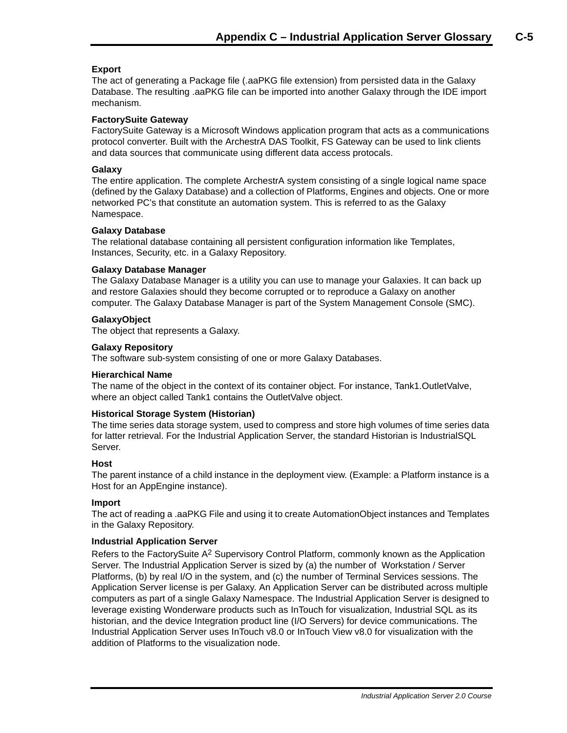**Export**
The act of generating a Package file (.aaPKG file extension) from persisted data in the Galaxy Database. The resulting .aaPKG file can be imported into another Galaxy through the IDE import mechanism.

**FactorySuite Gateway**
FactorySuite Gateway is a Microsoft Windows application program that acts as a communications protocol converter. Built with the ArchestrA DAS Toolkit, FS Gateway can be used to link clients and data sources that communicate using different data access protocals.

**Galaxy**
The entire application. The complete ArchestrA system consisting of a single logical name space (defined by the Galaxy Database) and a collection of Platforms, Engines and objects. One or more networked PC's that constitute an automation system. This is referred to as the Galaxy Namespace.

**Galaxy Database**
The relational database containing all persistent configuration information like Templates, Instances, Security, etc. in a Galaxy Repository.

**Galaxy Database Manager**
The Galaxy Database Manager is a utility you can use to manage your Galaxies. It can back up and restore Galaxies should they become corrupted or to reproduce a Galaxy on another computer. The Galaxy Database Manager is part of the System Management Console (SMC).

**GalaxyObject**
The object that represents a Galaxy.

**Galaxy Repository**
The software sub-system consisting of one or more Galaxy Databases.

**Hierarchical Name**
The name of the object in the context of its container object. For instance, Tank1.OutletValve, where an object called Tank1 contains the OutletValve object.

**Historical Storage System (Historian)**
The time series data storage system, used to compress and store high volumes of time series data for latter retrieval. For the Industrial Application Server, the standard Historian is IndustrialSQL Server.

**Host**
The parent instance of a child instance in the deployment view. (Example: a Platform instance is a Host for an AppEngine instance).

**Import**
The act of reading a .aaPKG File and using it to create AutomationObject instances and Templates in the Galaxy Repository.

**Industrial Application Server**
Refers to the FactorySuite A$^2$ Supervisory Control Platform, commonly known as the Application Server. The Industrial Application Server is sized by (a) the number of Workstation / Server Platforms, (b) by real I/O in the system, and (c) the number of Terminal Services sessions. The Application Server license is per Galaxy. An Application Server can be distributed across multiple computers as part of a single Galaxy Namespace. The Industrial Application Server is designed to leverage existing Wonderware products such as InTouch for visualization, Industrial SQL as its historian, and the device Integration product line (I/O Servers) for device communications. The Industrial Application Server uses InTouch v8.0 or InTouch View v8.0 for visualization with the addition of Platforms to the visualization node.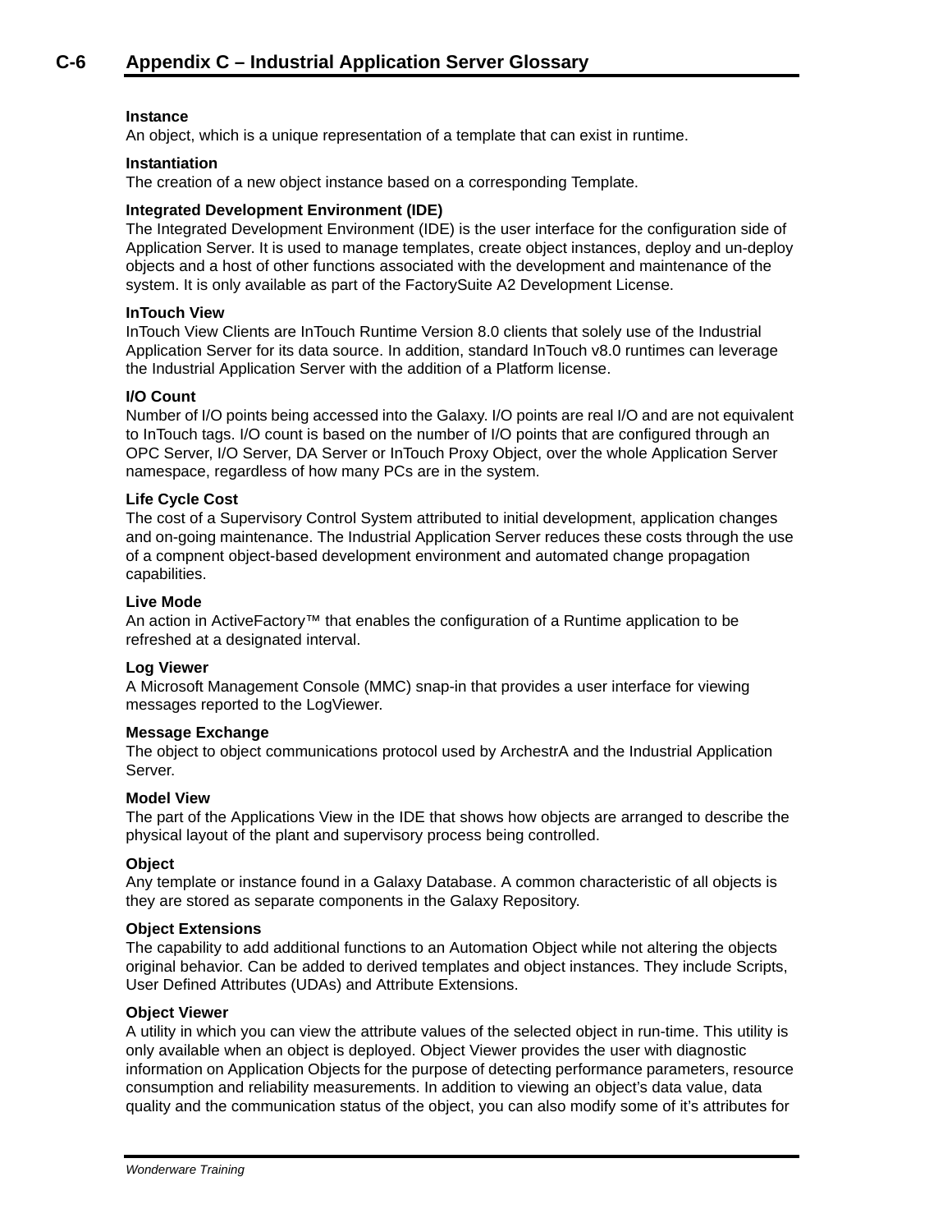**Instance**
An object, which is a unique representation of a template that can exist in runtime.

**Instantiation**
The creation of a new object instance based on a corresponding Template.

**Integrated Development Environment (IDE)**
The Integrated Development Environment (IDE) is the user interface for the configuration side of Application Server. It is used to manage templates, create object instances, deploy and un-deploy objects and a host of other functions associated with the development and maintenance of the system. It is only available as part of the FactorySuite A2 Development License.

**InTouch View**
InTouch View Clients are InTouch Runtime Version 8.0 clients that solely use of the Industrial Application Server for its data source. In addition, standard InTouch v8.0 runtimes can leverage the Industrial Application Server with the addition of a Platform license.

**I/O Count**
Number of I/O points being accessed into the Galaxy. I/O points are real I/O and are not equivalent to InTouch tags. I/O count is based on the number of I/O points that are configured through an OPC Server, I/O Server, DA Server or InTouch Proxy Object, over the whole Application Server namespace, regardless of how many PCs are in the system.

**Life Cycle Cost**
The cost of a Supervisory Control System attributed to initial development, application changes and on-going maintenance. The Industrial Application Server reduces these costs through the use of a compnent object-based development environment and automated change propagation capabilities.

**Live Mode**
An action in ActiveFactory™ that enables the configuration of a Runtime application to be refreshed at a designated interval.

**Log Viewer**
A Microsoft Management Console (MMC) snap-in that provides a user interface for viewing messages reported to the LogViewer.

**Message Exchange**
The object to object communications protocol used by ArchestrA and the Industrial Application Server.

**Model View**
The part of the Applications View in the IDE that shows how objects are arranged to describe the physical layout of the plant and supervisory process being controlled.

**Object**
Any template or instance found in a Galaxy Database. A common characteristic of all objects is they are stored as separate components in the Galaxy Repository.

**Object Extensions**
The capability to add additional functions to an Automation Object while not altering the objects original behavior. Can be added to derived templates and object instances. They include Scripts, User Defined Attributes (UDAs) and Attribute Extensions.

**Object Viewer**
A utility in which you can view the attribute values of the selected object in run-time. This utility is only available when an object is deployed. Object Viewer provides the user with diagnostic information on Application Objects for the purpose of detecting performance parameters, resource consumption and reliability measurements. In addition to viewing an object's data value, data quality and the communication status of the object, you can also modify some of it's attributes for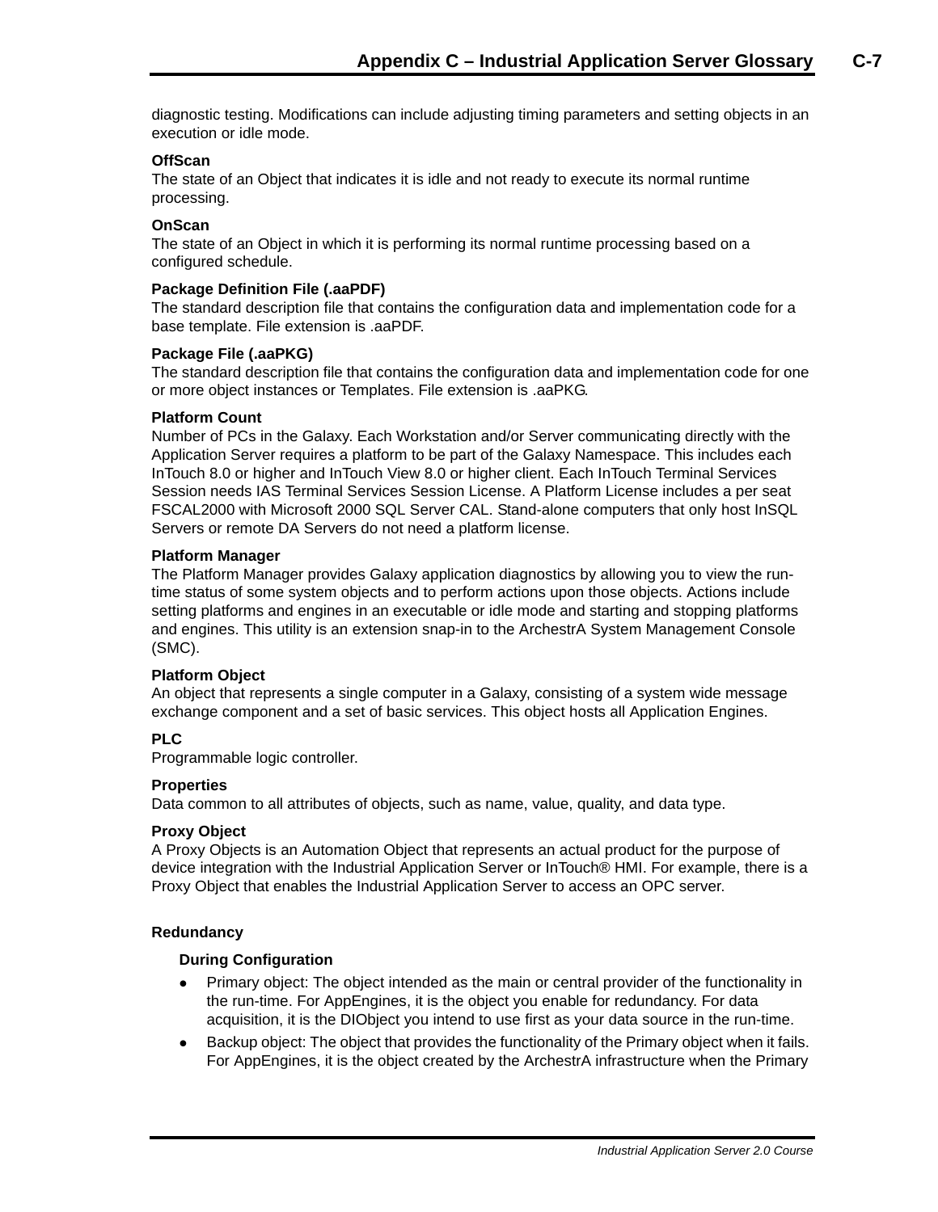diagnostic testing. Modifications can include adjusting timing parameters and setting objects in an execution or idle mode.

**OffScan**
The state of an Object that indicates it is idle and not ready to execute its normal runtime processing.

**OnScan**
The state of an Object in which it is performing its normal runtime processing based on a configured schedule.

**Package Definition File (.aaPDF)**
The standard description file that contains the configuration data and implementation code for a base template. File extension is .aaPDF.

**Package File (.aaPKG)**
The standard description file that contains the configuration data and implementation code for one or more object instances or Templates. File extension is .aaPKG.

**Platform Count**
Number of PCs in the Galaxy. Each Workstation and/or Server communicating directly with the Application Server requires a platform to be part of the Galaxy Namespace. This includes each InTouch 8.0 or higher and InTouch View 8.0 or higher client. Each InTouch Terminal Services Session needs IAS Terminal Services Session License. A Platform License includes a per seat FSCAL2000 with Microsoft 2000 SQL Server CAL. Stand-alone computers that only host InSQL Servers or remote DA Servers do not need a platform license.

**Platform Manager**
The Platform Manager provides Galaxy application diagnostics by allowing you to view the run-time status of some system objects and to perform actions upon those objects. Actions include setting platforms and engines in an executable or idle mode and starting and stopping platforms and engines. This utility is an extension snap-in to the ArchestrA System Management Console (SMC).

**Platform Object**
An object that represents a single computer in a Galaxy, consisting of a system wide message exchange component and a set of basic services. This object hosts all Application Engines.

**PLC**
Programmable logic controller.

**Properties**
Data common to all attributes of objects, such as name, value, quality, and data type.

**Proxy Object**
A Proxy Objects is an Automation Object that represents an actual product for the purpose of device integration with the Industrial Application Server or InTouch® HMI. For example, there is a Proxy Object that enables the Industrial Application Server to access an OPC server.

**Redundancy**

**During Configuration**

- Primary object: The object intended as the main or central provider of the functionality in the run-time. For AppEngines, it is the object you enable for redundancy. For data acquisition, it is the DIObject you intend to use first as your data source in the run-time.
- Backup object: The object that provides the functionality of the Primary object when it fails. For AppEngines, it is the object created by the ArchestrA infrastructure when the Primary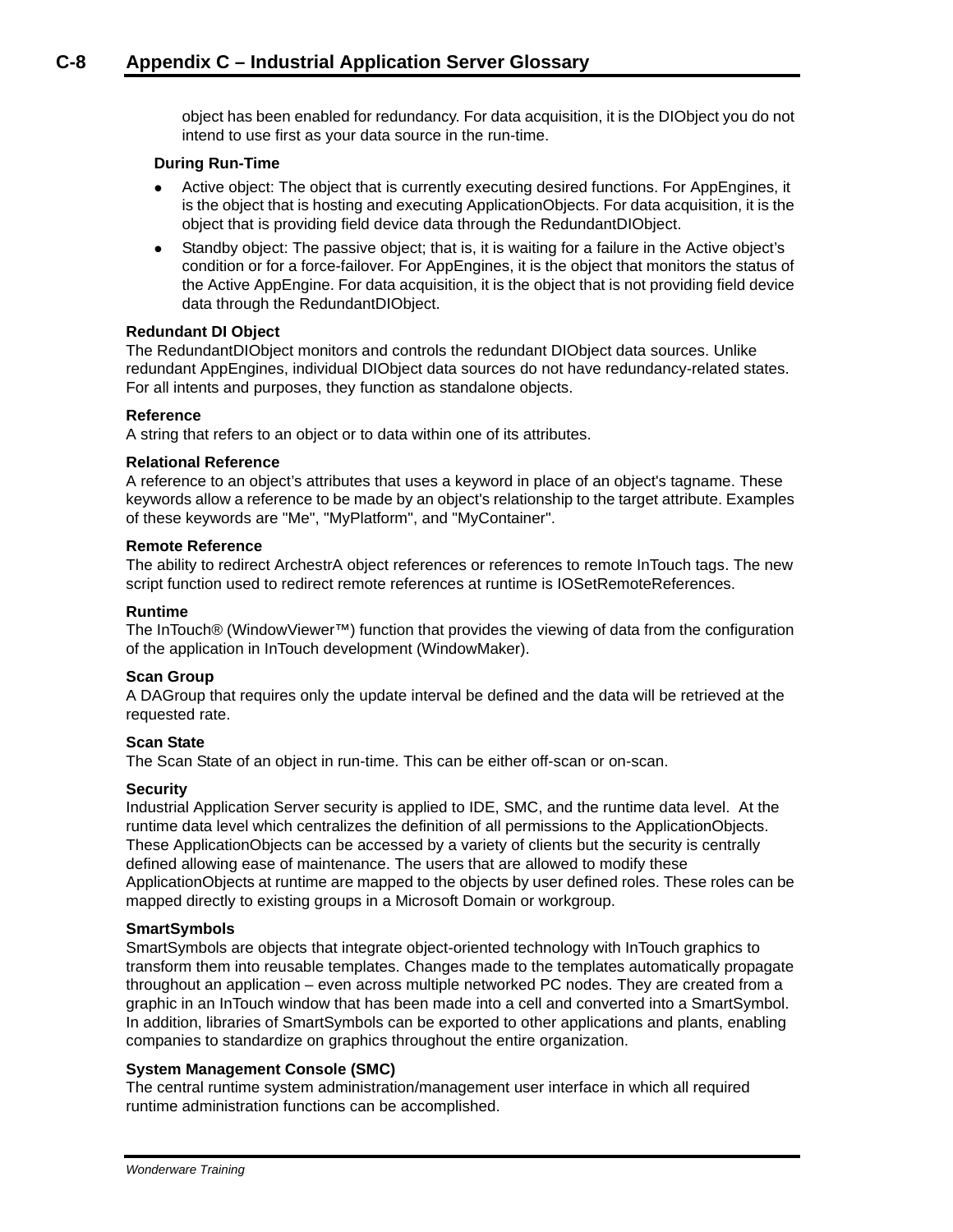object has been enabled for redundancy. For data acquisition, it is the DIObject you do not intend to use first as your data source in the run-time.

**During Run-Time**

- Active object: The object that is currently executing desired functions. For AppEngines, it is the object that is hosting and executing ApplicationObjects. For data acquisition, it is the object that is providing field device data through the RedundantDIObject.
- Standby object: The passive object; that is, it is waiting for a failure in the Active object's condition or for a force-failover. For AppEngines, it is the object that monitors the status of the Active AppEngine. For data acquisition, it is the object that is not providing field device data through the RedundantDIObject.

**Redundant DI Object**
The RedundantDIObject monitors and controls the redundant DIObject data sources. Unlike redundant AppEngines, individual DIObject data sources do not have redundancy-related states. For all intents and purposes, they function as standalone objects.

**Reference**
A string that refers to an object or to data within one of its attributes.

**Relational Reference**
A reference to an object's attributes that uses a keyword in place of an object's tagname. These keywords allow a reference to be made by an object's relationship to the target attribute. Examples of these keywords are "Me", "MyPlatform", and "MyContainer".

**Remote Reference**
The ability to redirect ArchestrA object references or references to remote InTouch tags. The new script function used to redirect remote references at runtime is IOSetRemoteReferences.

**Runtime**
The InTouch® (WindowViewer™) function that provides the viewing of data from the configuration of the application in InTouch development (WindowMaker).

**Scan Group**
A DAGroup that requires only the update interval be defined and the data will be retrieved at the requested rate.

**Scan State**
The Scan State of an object in run-time. This can be either off-scan or on-scan.

**Security**
Industrial Application Server security is applied to IDE, SMC, and the runtime data level. At the runtime data level which centralizes the definition of all permissions to the ApplicationObjects. These ApplicationObjects can be accessed by a variety of clients but the security is centrally defined allowing ease of maintenance. The users that are allowed to modify these ApplicationObjects at runtime are mapped to the objects by user defined roles. These roles can be mapped directly to existing groups in a Microsoft Domain or workgroup.

**SmartSymbols**
SmartSymbols are objects that integrate object-oriented technology with InTouch graphics to transform them into reusable templates. Changes made to the templates automatically propagate throughout an application – even across multiple networked PC nodes. They are created from a graphic in an InTouch window that has been made into a cell and converted into a SmartSymbol. In addition, libraries of SmartSymbols can be exported to other applications and plants, enabling companies to standardize on graphics throughout the entire organization.

**System Management Console (SMC)**
The central runtime system administration/management user interface in which all required runtime administration functions can be accomplished.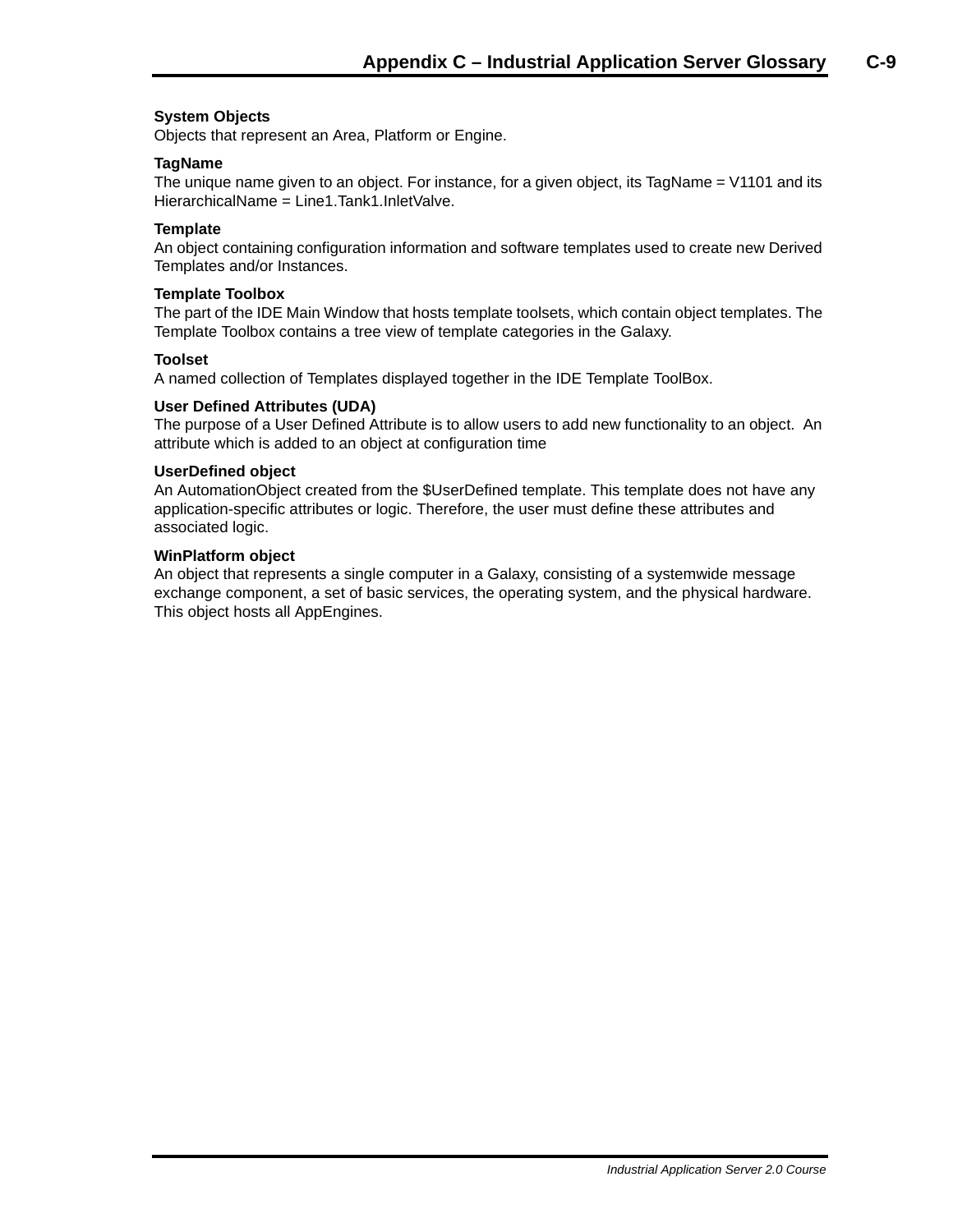**System Objects**
Objects that represent an Area, Platform or Engine.

**TagName**
The unique name given to an object. For instance, for a given object, its TagName = V1101 and its HierarchicalName = Line1.Tank1.InletValve.

**Template**
An object containing configuration information and software templates used to create new Derived Templates and/or Instances.

**Template Toolbox**
The part of the IDE Main Window that hosts template toolsets, which contain object templates. The Template Toolbox contains a tree view of template categories in the Galaxy.

**Toolset**
A named collection of Templates displayed together in the IDE Template ToolBox.

**User Defined Attributes (UDA)**
The purpose of a User Defined Attribute is to allow users to add new functionality to an object. An attribute which is added to an object at configuration time

**UserDefined object**
An AutomationObject created from the $UserDefined template. This template does not have any application-specific attributes or logic. Therefore, the user must define these attributes and associated logic.

**WinPlatform object**
An object that represents a single computer in a Galaxy, consisting of a systemwide message exchange component, a set of basic services, the operating system, and the physical hardware. This object hosts all AppEngines.